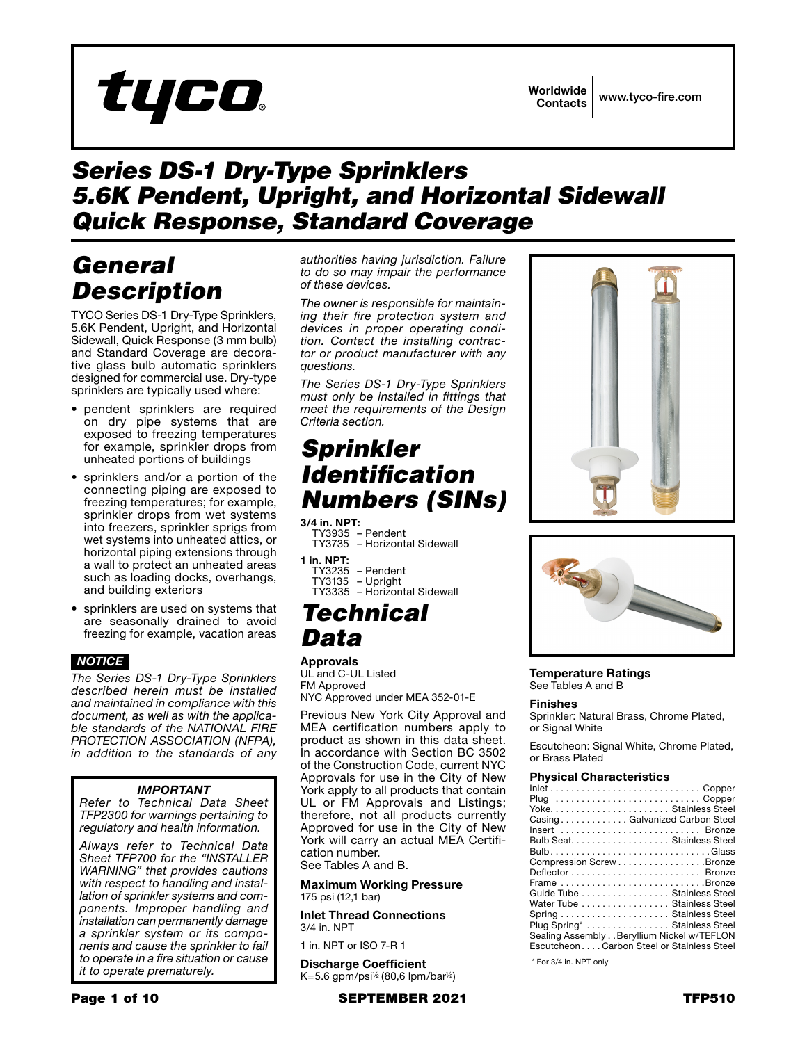tyco

Worldwide Contacts | www.tyco-fire.com

# Series DS-1 Dry-Type Sprinklers 5.6K Pendent, Upright, and Horizontal Sidewall Quick Response, Standard Coverage

## General Description

TYCO Series DS-1 Dry-Type Sprinklers, 5.6K Pendent, Upright, and Horizontal Sidewall, Quick Response (3 mm bulb) and Standard Coverage are decorative glass bulb automatic sprinklers designed for commercial use. Dry-type sprinklers are typically used where:

- pendent sprinklers are required on dry pipe systems that are exposed to freezing temperatures for example, sprinkler drops from unheated portions of buildings
- sprinklers and/or a portion of the connecting piping are exposed to freezing temperatures; for example, sprinkler drops from wet systems into freezers, sprinkler sprigs from wet systems into unheated attics, or horizontal piping extensions through a wall to protect an unheated areas such as loading docks, overhangs, and building exteriors
- sprinklers are used on systems that are seasonally drained to avoid freezing for example, vacation areas

***NOTICE***

*The Series DS-1 Dry-Type Sprinklers described herein must be installed and maintained in compliance with this document, as well as with the applicable standards of the NATIONAL FIRE PROTECTION ASSOCIATION (NFPA), in addition to the standards of any authorities having jurisdiction. Failure to do so may impair the performance of these devices.*

*The owner is responsible for maintaining their fire protection system and devices in proper operating condition. Contact the installing contractor or product manufacturer with any questions.*

*The Series DS-1 Dry-Type Sprinklers must only be installed in fittings that meet the requirements of the Design Criteria section.*

***IMPORTANT***

*Refer to Technical Data Sheet TFP2300 for warnings pertaining to regulatory and health information.*

*Always refer to Technical Data Sheet TFP700 for the "INSTALLER WARNING" that provides cautions with respect to handling and installation of sprinkler systems and components. Improper handling and installation can permanently damage a sprinkler system or its components and cause the sprinkler to fail to operate in a fire situation or cause it to operate prematurely.*

## Sprinkler Identification Numbers (SINs)

**3/4 in. NPT:**
TY3935 – Pendent
TY3735 – Horizontal Sidewall

**1 in. NPT:**
TY3235 – Pendent
TY3135 – Upright
TY3335 – Horizontal Sidewall

## Technical Data

**Approvals**
UL and C-UL Listed
FM Approved
NYC Approved under MEA 352-01-E

Previous New York City Approval and MEA certification numbers apply to product as shown in this data sheet. In accordance with Section BC 3502 of the Construction Code, current NYC Approvals for use in the City of New York apply to all products that contain UL or FM Approvals and Listings; therefore, not all products currently Approved for use in the City of New York will carry an actual MEA Certification number.
See Tables A and B.

**Maximum Working Pressure**
175 psi (12,1 bar)

**Inlet Thread Connections**
3/4 in. NPT

1 in. NPT or ISO 7-R 1

**Discharge Coefficient**
K=5.6 gpm/psi½ (80,6 lpm/bar½)

**Temperature Ratings**
See Tables A and B

**Finishes**
Sprinkler: Natural Brass, Chrome Plated, or Signal White

Escutcheon: Signal White, Chrome Plated, or Brass Plated

**Physical Characteristics**

| Component | Material |
|---|---|
| Inlet | Copper |
| Plug | Copper |
| Yoke | Stainless Steel |
| Casing | Galvanized Carbon Steel |
| Insert | Bronze |
| Bulb Seat | Stainless Steel |
| Bulb | Glass |
| Compression Screw | Bronze |
| Deflector | Bronze |
| Frame | Bronze |
| Guide Tube | Stainless Steel |
| Water Tube | Stainless Steel |
| Spring | Stainless Steel |
| Plug Spring* | Stainless Steel |
| Sealing Assembly | Beryllium Nickel w/TEFLON |
| Escutcheon | Carbon Steel or Stainless Steel |

\* For 3/4 in. NPT only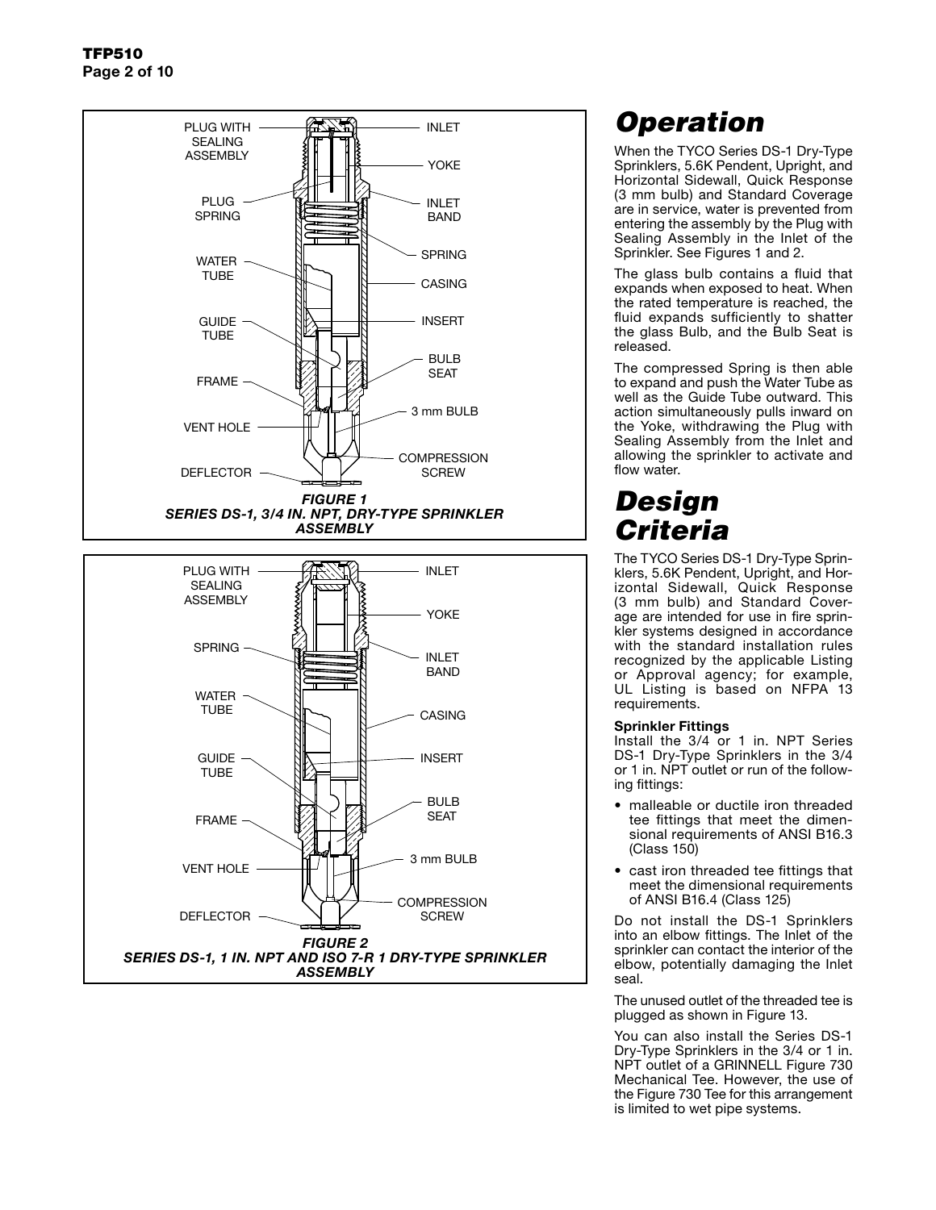PLUG WITH SEALING ASSEMBLY — INLET
YOKE
PLUG SPRING — INLET BAND
SPRING
WATER TUBE — CASING
GUIDE TUBE — INSERT
BULB SEAT
FRAME
3 mm BULB
VENT HOLE
COMPRESSION SCREW
DEFLECTOR

***FIGURE 1***
***SERIES DS-1, 3/4 IN. NPT, DRY-TYPE SPRINKLER ASSEMBLY***

PLUG WITH SEALING ASSEMBLY — INLET
YOKE
SPRING — INLET BAND
WATER TUBE — CASING
GUIDE TUBE — INSERT
BULB SEAT
FRAME
3 mm BULB
VENT HOLE
COMPRESSION SCREW
DEFLECTOR

***FIGURE 2***
***SERIES DS-1, 1 IN. NPT AND ISO 7-R 1 DRY-TYPE SPRINKLER ASSEMBLY***

# *Operation*

When the TYCO Series DS-1 Dry-Type Sprinklers, 5.6K Pendent, Upright, and Horizontal Sidewall, Quick Response (3 mm bulb) and Standard Coverage are in service, water is prevented from entering the assembly by the Plug with Sealing Assembly in the Inlet of the Sprinkler. See Figures 1 and 2.

The glass bulb contains a fluid that expands when exposed to heat. When the rated temperature is reached, the fluid expands sufficiently to shatter the glass Bulb, and the Bulb Seat is released.

The compressed Spring is then able to expand and push the Water Tube as well as the Guide Tube outward. This action simultaneously pulls inward on the Yoke, withdrawing the Plug with Sealing Assembly from the Inlet and allowing the sprinkler to activate and flow water.

# *Design Criteria*

The TYCO Series DS-1 Dry-Type Sprinklers, 5.6K Pendent, Upright, and Horizontal Sidewall, Quick Response (3 mm bulb) and Standard Coverage are intended for use in fire sprinkler systems designed in accordance with the standard installation rules recognized by the applicable Listing or Approval agency; for example, UL Listing is based on NFPA 13 requirements.

**Sprinkler Fittings**

Install the 3/4 or 1 in. NPT Series DS-1 Dry-Type Sprinklers in the 3/4 or 1 in. NPT outlet or run of the following fittings:

- malleable or ductile iron threaded tee fittings that meet the dimensional requirements of ANSI B16.3 (Class 150)
- cast iron threaded tee fittings that meet the dimensional requirements of ANSI B16.4 (Class 125)

Do not install the DS-1 Sprinklers into an elbow fittings. The Inlet of the sprinkler can contact the interior of the elbow, potentially damaging the Inlet seal.

The unused outlet of the threaded tee is plugged as shown in Figure 13.

You can also install the Series DS-1 Dry-Type Sprinklers in the 3/4 or 1 in. NPT outlet of a GRINNELL Figure 730 Mechanical Tee. However, the use of the Figure 730 Tee for this arrangement is limited to wet pipe systems.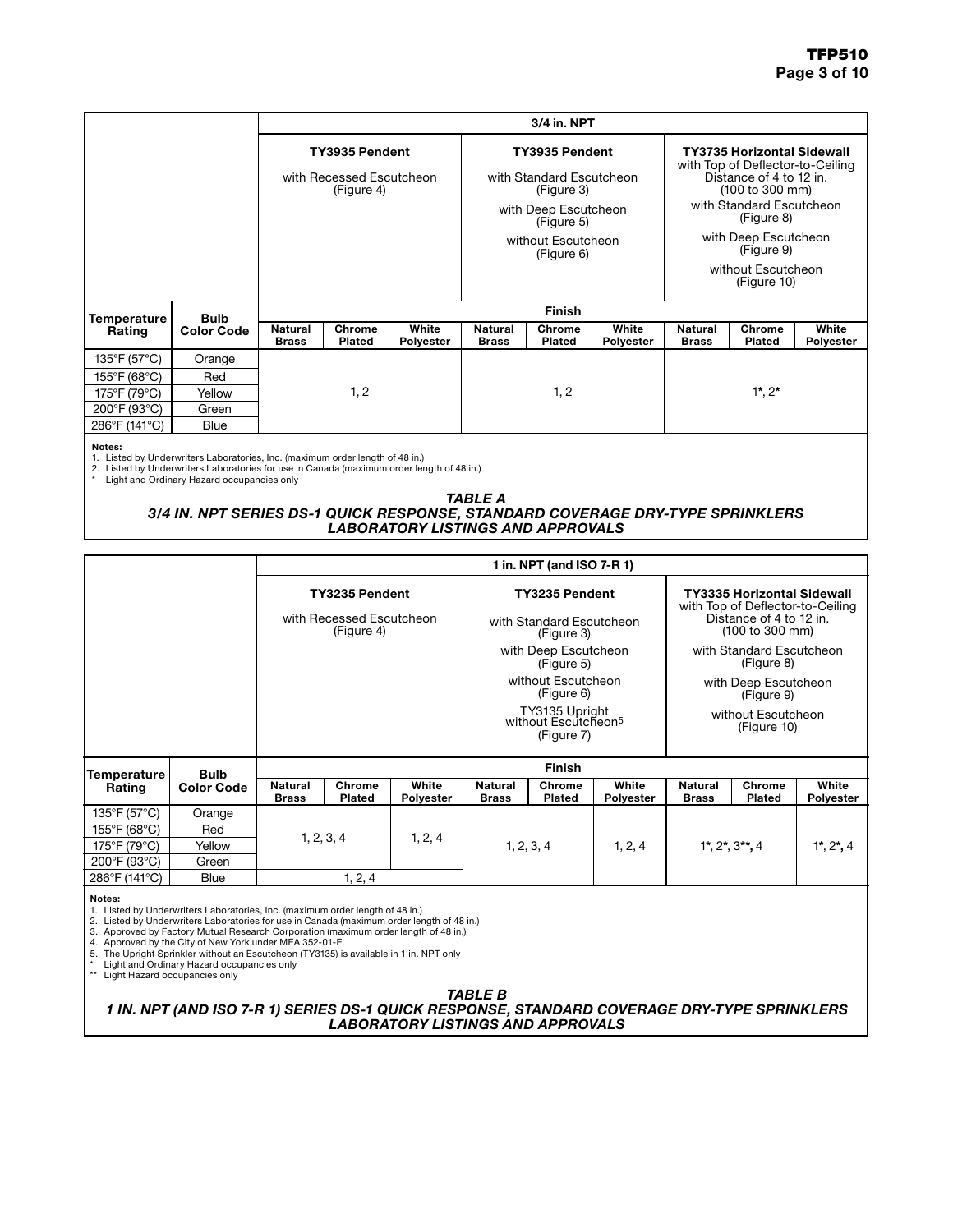| Temperature Rating | Bulb Color Code | 3/4 in. NPT | | | | | | | | |
|---|---|---|---|---|---|---|---|---|---|---|
| | | TY3935 Pendent with Recessed Escutcheon (Figure 4) | | | TY3935 Pendent with Standard Escutcheon (Figure 3) with Deep Escutcheon (Figure 5) without Escutcheon (Figure 6) | | | TY3735 Horizontal Sidewall with Top of Deflector-to-Ceiling Distance of 4 to 12 in. (100 to 300 mm) with Standard Escutcheon (Figure 8) with Deep Escutcheon (Figure 9) without Escutcheon (Figure 10) | | |
| | | Finish | | | | | | | | |
| | | Natural Brass | Chrome Plated | White Polyester | Natural Brass | Chrome Plated | White Polyester | Natural Brass | Chrome Plated | White Polyester |
| 135°F (57°C) | Orange | 1, 2 | | | 1, 2 | | | 1*, 2* | | |
| 155°F (68°C) | Red | 1, 2 | | | 1, 2 | | | 1*, 2* | | |
| 175°F (79°C) | Yellow | 1, 2 | | | 1, 2 | | | 1*, 2* | | |
| 200°F (93°C) | Green | 1, 2 | | | 1, 2 | | | 1*, 2* | | |
| 286°F (141°C) | Blue | 1, 2 | | | 1, 2 | | | 1*, 2* | | |

**Notes:**
1. Listed by Underwriters Laboratories, Inc. (maximum order length of 48 in.)
2. Listed by Underwriters Laboratories for use in Canada (maximum order length of 48 in.)
\* Light and Ordinary Hazard occupancies only

***TABLE A***
***3/4 IN. NPT SERIES DS-1 QUICK RESPONSE, STANDARD COVERAGE DRY-TYPE SPRINKLERS LABORATORY LISTINGS AND APPROVALS***

| Temperature Rating | Bulb Color Code | 1 in. NPT (and ISO 7-R 1) | | | | | | | | |
|---|---|---|---|---|---|---|---|---|---|---|
| | | TY3235 Pendent with Recessed Escutcheon (Figure 4) | | | TY3235 Pendent with Standard Escutcheon (Figure 3) with Deep Escutcheon (Figure 5) without Escutcheon (Figure 6) TY3135 Upright without Escutcheon[5] (Figure 7) | | | TY3335 Horizontal Sidewall with Top of Deflector-to-Ceiling Distance of 4 to 12 in. (100 to 300 mm) with Standard Escutcheon (Figure 8) with Deep Escutcheon (Figure 9) without Escutcheon (Figure 10) | | |
| | | Finish | | | | | | | | |
| | | Natural Brass | Chrome Plated | White Polyester | Natural Brass | Chrome Plated | White Polyester | Natural Brass | Chrome Plated | White Polyester |
| 135°F (57°C) | Orange | 1, 2, 3, 4 | | 1, 2, 4 | 1, 2, 3, 4 | | 1, 2, 4 | 1*, 2*, 3**, 4 | | 1*, 2*, 4 |
| 155°F (68°C) | Red | 1, 2, 3, 4 | | 1, 2, 4 | 1, 2, 3, 4 | | 1, 2, 4 | 1*, 2*, 3**, 4 | | 1*, 2*, 4 |
| 175°F (79°C) | Yellow | 1, 2, 3, 4 | | 1, 2, 4 | 1, 2, 3, 4 | | 1, 2, 4 | 1*, 2*, 3**, 4 | | 1*, 2*, 4 |
| 200°F (93°C) | Green | 1, 2, 3, 4 | | 1, 2, 4 | 1, 2, 3, 4 | | 1, 2, 4 | 1*, 2*, 3**, 4 | | 1*, 2*, 4 |
| 286°F (141°C) | Blue | 1, 2, 4 | | | 1, 2, 3, 4 | | 1, 2, 4 | 1*, 2*, 3**, 4 | | 1*, 2*, 4 |

**Notes:**
1. Listed by Underwriters Laboratories, Inc. (maximum order length of 48 in.)
2. Listed by Underwriters Laboratories for use in Canada (maximum order length of 48 in.)
3. Approved by Factory Mutual Research Corporation (maximum order length of 48 in.)
4. Approved by the City of New York under MEA 352-01-E
5. The Upright Sprinkler without an Escutcheon (TY3135) is available in 1 in. NPT only
\* Light and Ordinary Hazard occupancies only
\** Light Hazard occupancies only

***TABLE B***
***1 IN. NPT (AND ISO 7-R 1) SERIES DS-1 QUICK RESPONSE, STANDARD COVERAGE DRY-TYPE SPRINKLERS LABORATORY LISTINGS AND APPROVALS***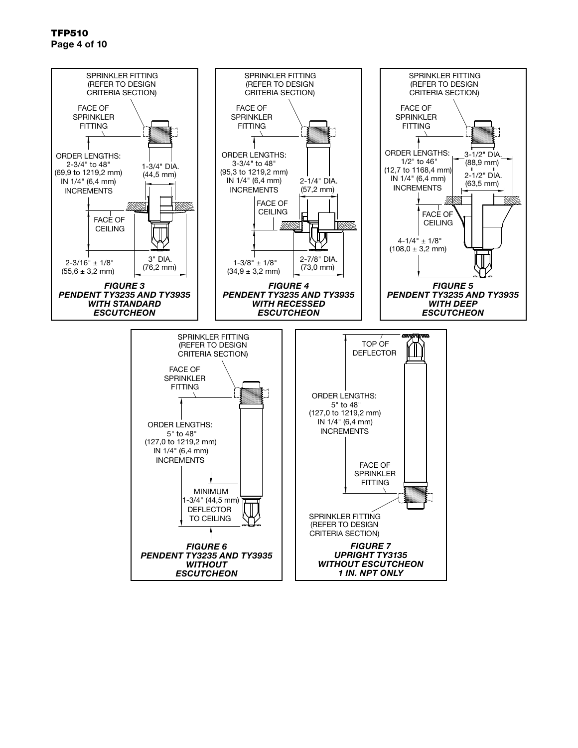SPRINKLER FITTING (REFER TO DESIGN CRITERIA SECTION)

FACE OF SPRINKLER FITTING

ORDER LENGTHS: 2-3/4" to 48" (69,9 to 1219,2 mm) IN 1/4" (6,4 mm) INCREMENTS

1-3/4" DIA. (44,5 mm)

FACE OF CEILING

2-3/16" ± 1/8" (55,6 ± 3,2 mm)

3" DIA. (76,2 mm)

***FIGURE 3***
***PENDENT TY3235 AND TY3935 WITH STANDARD ESCUTCHEON***

SPRINKLER FITTING (REFER TO DESIGN CRITERIA SECTION)

FACE OF SPRINKLER FITTING

ORDER LENGTHS: 3-3/4" to 48" (95,3 to 1219,2 mm) IN 1/4" (6,4 mm) INCREMENTS

2-1/4" DIA. (57,2 mm)

FACE OF CEILING

1-3/8" ± 1/8" (34,9 ± 3,2 mm)

2-7/8" DIA. (73,0 mm)

***FIGURE 4***
***PENDENT TY3235 AND TY3935 WITH RECESSED ESCUTCHEON***

SPRINKLER FITTING (REFER TO DESIGN CRITERIA SECTION)

FACE OF SPRINKLER FITTING

ORDER LENGTHS: 1/2" to 46" (12,7 to 1168,4 mm) IN 1/4" (6,4 mm) INCREMENTS

3-1/2" DIA. (88,9 mm)

2-1/2" DIA. (63,5 mm)

FACE OF CEILING

4-1/4" ± 1/8" (108,0 ± 3,2 mm)

***FIGURE 5***
***PENDENT TY3235 AND TY3935 WITH DEEP ESCUTCHEON***

SPRINKLER FITTING (REFER TO DESIGN CRITERIA SECTION)

FACE OF SPRINKLER FITTING

ORDER LENGTHS: 5" to 48" (127,0 to 1219,2 mm) IN 1/4" (6,4 mm) INCREMENTS

MINIMUM 1-3/4" (44,5 mm) DEFLECTOR TO CEILING

***FIGURE 6***
***PENDENT TY3235 AND TY3935 WITHOUT ESCUTCHEON***

TOP OF DEFLECTOR

ORDER LENGTHS: 5" to 48" (127,0 to 1219,2 mm) IN 1/4" (6,4 mm) INCREMENTS

FACE OF SPRINKLER FITTING

SPRINKLER FITTING (REFER TO DESIGN CRITERIA SECTION)

***FIGURE 7***
***UPRIGHT TY3135 WITHOUT ESCUTCHEON 1 IN. NPT ONLY***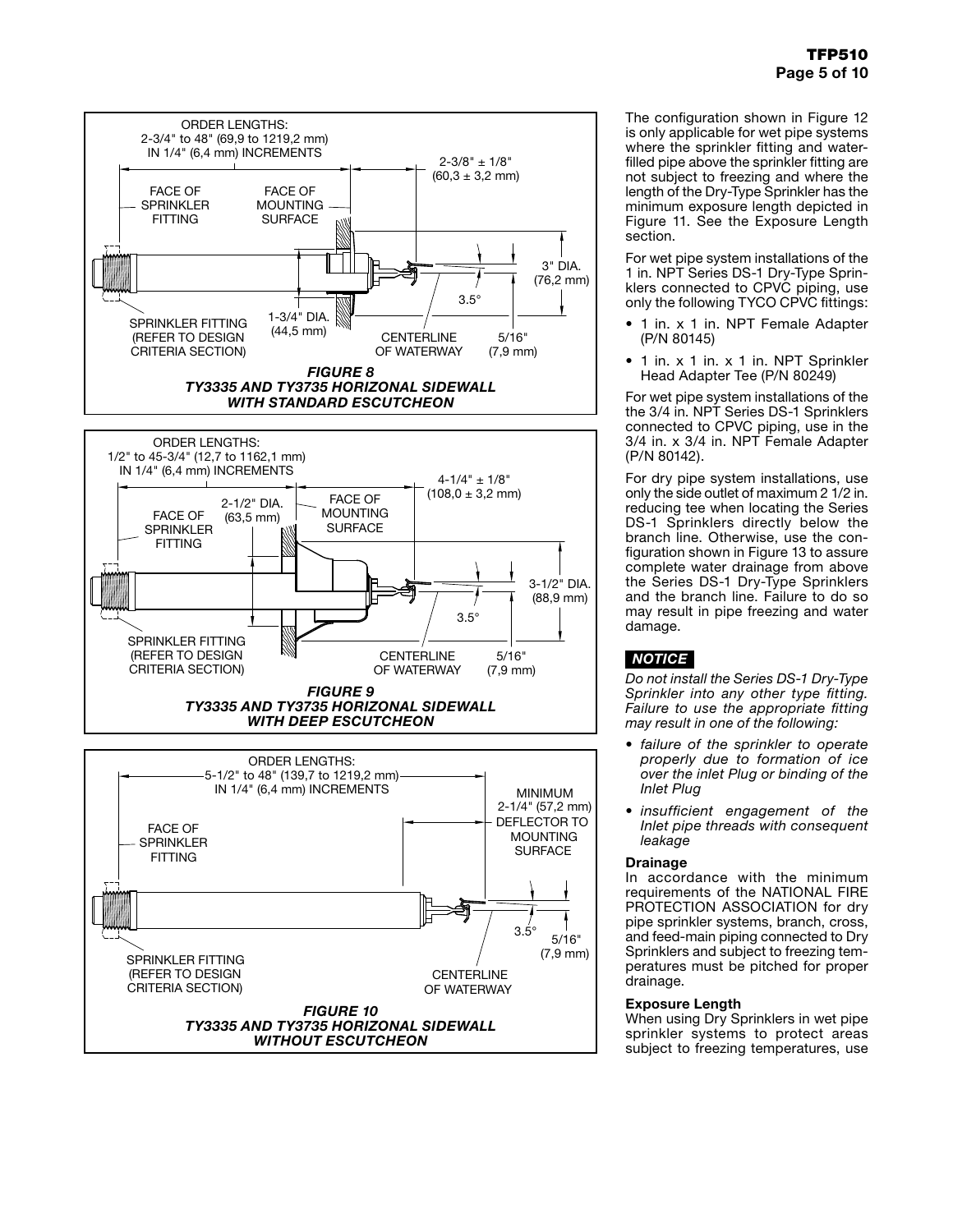ORDER LENGTHS:
2-3/4" to 48" (69,9 to 1219,2 mm)
IN 1/4" (6,4 mm) INCREMENTS

2-3/8" ± 1/8"
(60,3 ± 3,2 mm)

FACE OF SPRINKLER FITTING

FACE OF MOUNTING SURFACE

3" DIA.
(76,2 mm)

3.5°

1-3/4" DIA.
(44,5 mm)

SPRINKLER FITTING (REFER TO DESIGN CRITERIA SECTION)

CENTERLINE OF WATERWAY

5/16"
(7,9 mm)

***FIGURE 8***
***TY3335 AND TY3735 HORIZONAL SIDEWALL WITH STANDARD ESCUTCHEON***

ORDER LENGTHS:
1/2" to 45-3/4" (12,7 to 1162,1 mm)
IN 1/4" (6,4 mm) INCREMENTS

4-1/4" ± 1/8"
(108,0 ± 3,2 mm)

2-1/2" DIA.
(63,5 mm)

FACE OF SPRINKLER FITTING

FACE OF MOUNTING SURFACE

3-1/2" DIA.
(88,9 mm)

3.5°

SPRINKLER FITTING (REFER TO DESIGN CRITERIA SECTION)

CENTERLINE OF WATERWAY

5/16"
(7,9 mm)

***FIGURE 9***
***TY3335 AND TY3735 HORIZONAL SIDEWALL WITH DEEP ESCUTCHEON***

ORDER LENGTHS:
5-1/2" to 48" (139,7 to 1219,2 mm)
IN 1/4" (6,4 mm) INCREMENTS

MINIMUM
2-1/4" (57,2 mm)
DEFLECTOR TO MOUNTING SURFACE

FACE OF SPRINKLER FITTING

3.5°

5/16"
(7,9 mm)

SPRINKLER FITTING (REFER TO DESIGN CRITERIA SECTION)

CENTERLINE OF WATERWAY

***FIGURE 10***
***TY3335 AND TY3735 HORIZONAL SIDEWALL WITHOUT ESCUTCHEON***

The configuration shown in Figure 12 is only applicable for wet pipe systems where the sprinkler fitting and water-filled pipe above the sprinkler fitting are not subject to freezing and where the length of the Dry-Type Sprinkler has the minimum exposure length depicted in Figure 11. See the Exposure Length section.

For wet pipe system installations of the 1 in. NPT Series DS-1 Dry-Type Sprinklers connected to CPVC piping, use only the following TYCO CPVC fittings:

- 1 in. x 1 in. NPT Female Adapter (P/N 80145)
- 1 in. x 1 in. x 1 in. NPT Sprinkler Head Adapter Tee (P/N 80249)

For wet pipe system installations of the the 3/4 in. NPT Series DS-1 Sprinklers connected to CPVC piping, use in the 3/4 in. x 3/4 in. NPT Female Adapter (P/N 80142).

For dry pipe system installations, use only the side outlet of maximum 2 1/2 in. reducing tee when locating the Series DS-1 Sprinklers directly below the branch line. Otherwise, use the configuration shown in Figure 13 to assure complete water drainage from above the Series DS-1 Dry-Type Sprinklers and the branch line. Failure to do so may result in pipe freezing and water damage.

***NOTICE***

*Do not install the Series DS-1 Dry-Type Sprinkler into any other type fitting. Failure to use the appropriate fitting may result in one of the following:*

- *failure of the sprinkler to operate properly due to formation of ice over the inlet Plug or binding of the Inlet Plug*
- *insufficient engagement of the Inlet pipe threads with consequent leakage*

**Drainage**

In accordance with the minimum requirements of the NATIONAL FIRE PROTECTION ASSOCIATION for dry pipe sprinkler systems, branch, cross, and feed-main piping connected to Dry Sprinklers and subject to freezing temperatures must be pitched for proper drainage.

**Exposure Length**

When using Dry Sprinklers in wet pipe sprinkler systems to protect areas subject to freezing temperatures, use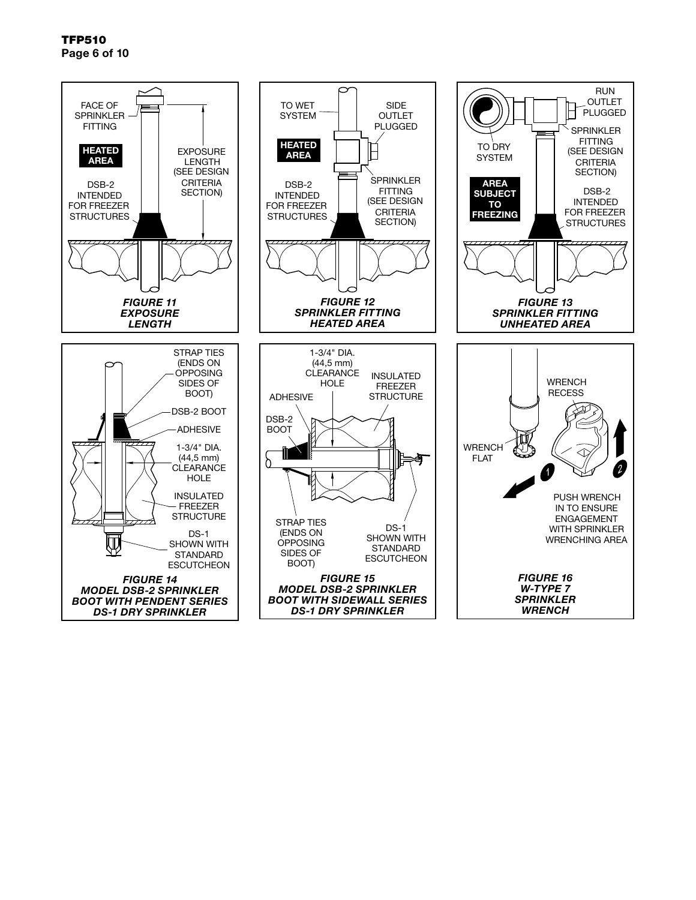FACE OF SPRINKLER FITTING

**HEATED AREA**

EXPOSURE LENGTH (SEE DESIGN CRITERIA SECTION)

DSB-2 INTENDED FOR FREEZER STRUCTURES

***FIGURE 11 EXPOSURE LENGTH***

TO WET SYSTEM

SIDE OUTLET PLUGGED

**HEATED AREA**

DSB-2 INTENDED FOR FREEZER STRUCTURES

SPRINKLER FITTING (SEE DESIGN CRITERIA SECTION)

***FIGURE 12 SPRINKLER FITTING HEATED AREA***

RUN OUTLET PLUGGED

TO DRY SYSTEM

SPRINKLER FITTING (SEE DESIGN CRITERIA SECTION)

**AREA SUBJECT TO FREEZING**

DSB-2 INTENDED FOR FREEZER STRUCTURES

***FIGURE 13 SPRINKLER FITTING UNHEATED AREA***

STRAP TIES (ENDS ON OPPOSING SIDES OF BOOT)

DSB-2 BOOT

ADHESIVE

1-3/4" DIA. (44,5 mm) CLEARANCE HOLE

INSULATED FREEZER STRUCTURE

DS-1 SHOWN WITH STANDARD ESCUTCHEON

***FIGURE 14 MODEL DSB-2 SPRINKLER BOOT WITH PENDENT SERIES DS-1 DRY SPRINKLER***

1-3/4" DIA. (44,5 mm) CLEARANCE HOLE

INSULATED FREEZER STRUCTURE

ADHESIVE

DSB-2 BOOT

STRAP TIES (ENDS ON OPPOSING SIDES OF BOOT)

DS-1 SHOWN WITH STANDARD ESCUTCHEON

***FIGURE 15 MODEL DSB-2 SPRINKLER BOOT WITH SIDEWALL SERIES DS-1 DRY SPRINKLER***

WRENCH RECESS

WRENCH FLAT

1

2

PUSH WRENCH IN TO ENSURE ENGAGEMENT WITH SPRINKLER WRENCHING AREA

***FIGURE 16 W-TYPE 7 SPRINKLER WRENCH***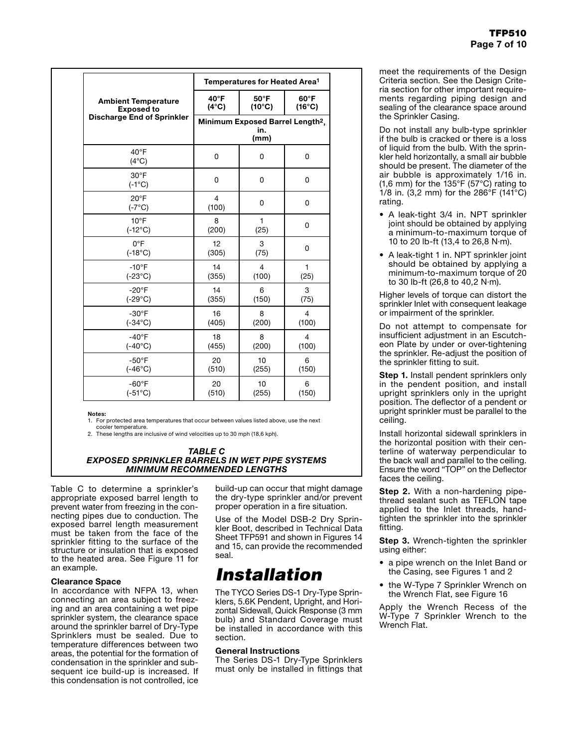| Ambient Temperature Exposed to Discharge End of Sprinkler | Temperatures for Heated Area[1] | | |
|---|---|---|---|
| | 40°F (4°C) | 50°F (10°C) | 60°F (16°C) |
| | Minimum Exposed Barrel Length[2], in. (mm) | | |
| 40°F (4°C) | 0 | 0 | 0 |
| 30°F (-1°C) | 0 | 0 | 0 |
| 20°F (-7°C) | 4 (100) | 0 | 0 |
| 10°F (-12°C) | 8 (200) | 1 (25) | 0 |
| 0°F (-18°C) | 12 (305) | 3 (75) | 0 |
| -10°F (-23°C) | 14 (355) | 4 (100) | 1 (25) |
| -20°F (-29°C) | 14 (355) | 6 (150) | 3 (75) |
| -30°F (-34°C) | 16 (405) | 8 (200) | 4 (100) |
| -40°F (-40°C) | 18 (455) | 8 (200) | 4 (100) |
| -50°F (-46°C) | 20 (510) | 10 (255) | 6 (150) |
| -60°F (-51°C) | 20 (510) | 10 (255) | 6 (150) |

**Notes:**
1. For protected area temperatures that occur between values listed above, use the next cooler temperature.
2. These lengths are inclusive of wind velocities up to 30 mph (18,6 kph).

***TABLE C***
***EXPOSED SPRINKLER BARRELS IN WET PIPE SYSTEMS MINIMUM RECOMMENDED LENGTHS***

Table C to determine a sprinkler's appropriate exposed barrel length to prevent water from freezing in the connecting pipes due to conduction. The exposed barrel length measurement must be taken from the face of the sprinkler fitting to the surface of the structure or insulation that is exposed to the heated area. See Figure 11 for an example.

**Clearance Space**
In accordance with NFPA 13, when connecting an area subject to freezing and an area containing a wet pipe sprinkler system, the clearance space around the sprinkler barrel of Dry-Type Sprinklers must be sealed. Due to temperature differences between two areas, the potential for the formation of condensation in the sprinkler and subsequent ice build-up is increased. If this condensation is not controlled, ice build-up can occur that might damage the dry-type sprinkler and/or prevent proper operation in a fire situation.

Use of the Model DSB-2 Dry Sprinkler Boot, described in Technical Data Sheet TFP591 and shown in Figures 14 and 15, can provide the recommended seal.

# *Installation*

The TYCO Series DS-1 Dry-Type Sprinklers, 5.6K Pendent, Upright, and Horizontal Sidewall, Quick Response (3 mm bulb) and Standard Coverage must be installed in accordance with this section.

**General Instructions**
The Series DS-1 Dry-Type Sprinklers must only be installed in fittings that meet the requirements of the Design Criteria section. See the Design Criteria section for other important requirements regarding piping design and sealing of the clearance space around the Sprinkler Casing.

Do not install any bulb-type sprinkler if the bulb is cracked or there is a loss of liquid from the bulb. With the sprinkler held horizontally, a small air bubble should be present. The diameter of the air bubble is approximately 1/16 in. (1,6 mm) for the 135°F (57°C) rating to 1/8 in. (3,2 mm) for the 286°F (141°C) rating.

- A leak-tight 3/4 in. NPT sprinkler joint should be obtained by applying a minimum-to-maximum torque of 10 to 20 lb-ft (13,4 to 26,8 N·m).
- A leak-tight 1 in. NPT sprinkler joint should be obtained by applying a minimum-to-maximum torque of 20 to 30 lb-ft (26,8 to 40,2 N·m).

Higher levels of torque can distort the sprinkler Inlet with consequent leakage or impairment of the sprinkler.

Do not attempt to compensate for insufficient adjustment in an Escutcheon Plate by under or over-tightening the sprinkler. Re-adjust the position of the sprinkler fitting to suit.

**Step 1.** Install pendent sprinklers only in the pendent position, and install upright sprinklers only in the upright position. The deflector of a pendent or upright sprinkler must be parallel to the ceiling.

Install horizontal sidewall sprinklers in the horizontal position with their centerline of waterway perpendicular to the back wall and parallel to the ceiling. Ensure the word "TOP" on the Deflector faces the ceiling.

**Step 2.** With a non-hardening pipe-thread sealant such as TEFLON tape applied to the Inlet threads, hand-tighten the sprinkler into the sprinkler fitting.

**Step 3.** Wrench-tighten the sprinkler using either:

- a pipe wrench on the Inlet Band or the Casing, see Figures 1 and 2
- the W-Type 7 Sprinkler Wrench on the Wrench Flat, see Figure 16

Apply the Wrench Recess of the W-Type 7 Sprinkler Wrench to the Wrench Flat.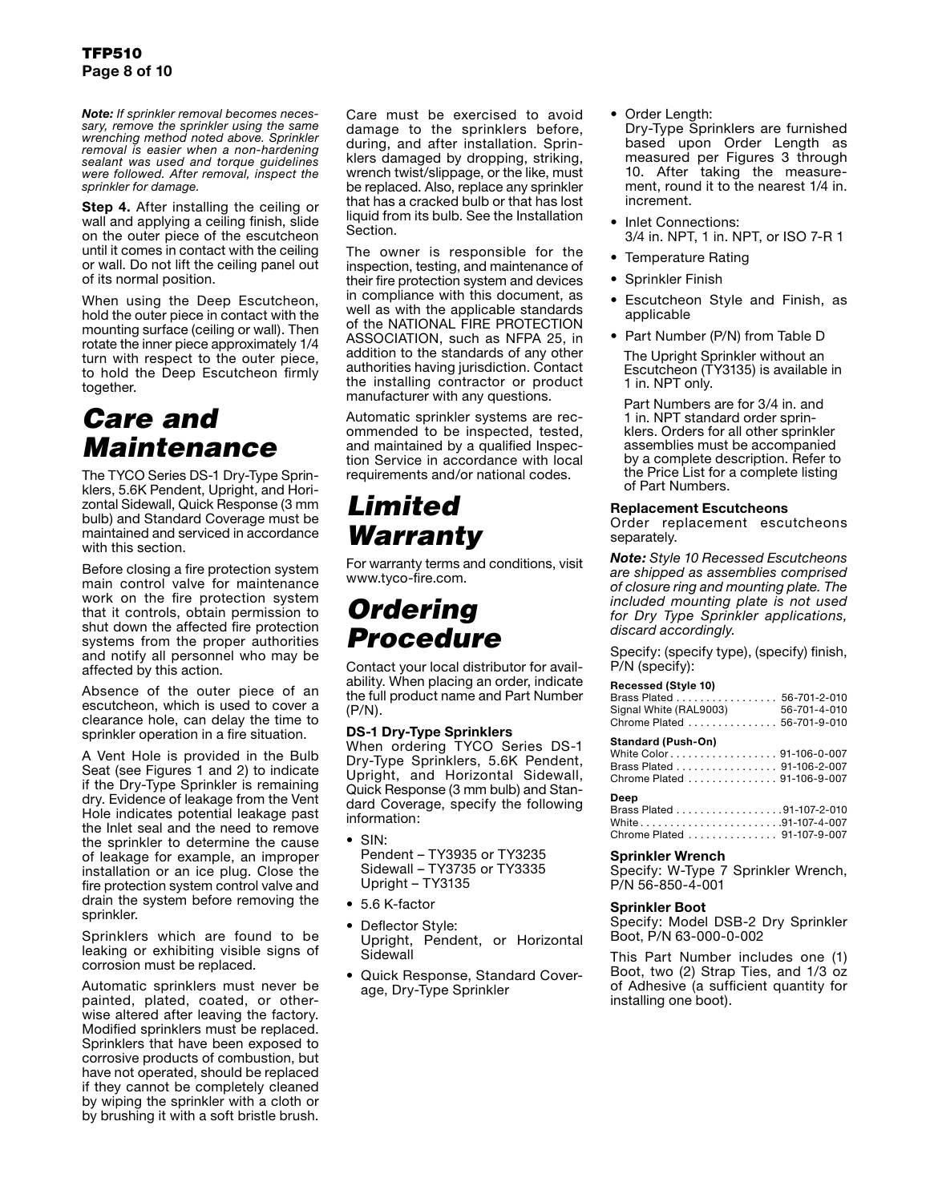*Note: If sprinkler removal becomes necessary, remove the sprinkler using the same wrenching method noted above. Sprinkler removal is easier when a non-hardening sealant was used and torque guidelines were followed. After removal, inspect the sprinkler for damage.*

**Step 4.** After installing the ceiling or wall and applying a ceiling finish, slide on the outer piece of the escutcheon until it comes in contact with the ceiling or wall. Do not lift the ceiling panel out of its normal position.

When using the Deep Escutcheon, hold the outer piece in contact with the mounting surface (ceiling or wall). Then rotate the inner piece approximately 1/4 turn with respect to the outer piece, to hold the Deep Escutcheon firmly together.

# Care and Maintenance

The TYCO Series DS-1 Dry-Type Sprinklers, 5.6K Pendent, Upright, and Horizontal Sidewall, Quick Response (3 mm bulb) and Standard Coverage must be maintained and serviced in accordance with this section.

Before closing a fire protection system main control valve for maintenance work on the fire protection system that it controls, obtain permission to shut down the affected fire protection systems from the proper authorities and notify all personnel who may be affected by this action.

Absence of the outer piece of an escutcheon, which is used to cover a clearance hole, can delay the time to sprinkler operation in a fire situation.

A Vent Hole is provided in the Bulb Seat (see Figures 1 and 2) to indicate if the Dry-Type Sprinkler is remaining dry. Evidence of leakage from the Vent Hole indicates potential leakage past the Inlet seal and the need to remove the sprinkler to determine the cause of leakage for example, an improper installation or an ice plug. Close the fire protection system control valve and drain the system before removing the sprinkler.

Sprinklers which are found to be leaking or exhibiting visible signs of corrosion must be replaced.

Automatic sprinklers must never be painted, plated, coated, or otherwise altered after leaving the factory. Modified sprinklers must be replaced. Sprinklers that have been exposed to corrosive products of combustion, but have not operated, should be replaced if they cannot be completely cleaned by wiping the sprinkler with a cloth or by brushing it with a soft bristle brush.

Care must be exercised to avoid damage to the sprinklers before, during, and after installation. Sprinklers damaged by dropping, striking, wrench twist/slippage, or the like, must be replaced. Also, replace any sprinkler that has a cracked bulb or that has lost liquid from its bulb. See the Installation Section.

The owner is responsible for the inspection, testing, and maintenance of their fire protection system and devices in compliance with this document, as well as with the applicable standards of the NATIONAL FIRE PROTECTION ASSOCIATION, such as NFPA 25, in addition to the standards of any other authorities having jurisdiction. Contact the installing contractor or product manufacturer with any questions.

Automatic sprinkler systems are recommended to be inspected, tested, and maintained by a qualified Inspection Service in accordance with local requirements and/or national codes.

# Limited Warranty

For warranty terms and conditions, visit www.tyco-fire.com.

# Ordering Procedure

Contact your local distributor for availability. When placing an order, indicate the full product name and Part Number (P/N).

### DS-1 Dry-Type Sprinklers

When ordering TYCO Series DS-1 Dry-Type Sprinklers, 5.6K Pendent, Upright, and Horizontal Sidewall, Quick Response (3 mm bulb) and Standard Coverage, specify the following information:

- SIN:
  Pendent – TY3935 or TY3235
  Sidewall – TY3735 or TY3335
  Upright – TY3135
- 5.6 K-factor
- Deflector Style:
  Upright, Pendent, or Horizontal Sidewall
- Quick Response, Standard Coverage, Dry-Type Sprinkler
- Order Length:
  Dry-Type Sprinklers are furnished based upon Order Length as measured per Figures 3 through 10. After taking the measurement, round it to the nearest 1/4 in. increment.
- Inlet Connections:
  3/4 in. NPT, 1 in. NPT, or ISO 7-R 1
- Temperature Rating
- Sprinkler Finish
- Escutcheon Style and Finish, as applicable
- Part Number (P/N) from Table D

  The Upright Sprinkler without an Escutcheon (TY3135) is available in 1 in. NPT only.

  Part Numbers are for 3/4 in. and 1 in. NPT standard order sprinklers. Orders for all other sprinkler assemblies must be accompanied by a complete description. Refer to the Price List for a complete listing of Part Numbers.

### Replacement Escutcheons

Order replacement escutcheons separately.

***Note:** Style 10 Recessed Escutcheons are shipped as assemblies comprised of closure ring and mounting plate. The included mounting plate is not used for Dry Type Sprinkler applications, discard accordingly.*

Specify: (specify type), (specify) finish, P/N (specify):

**Recessed (Style 10)**
Brass Plated . . . . . . . . . . . . . . . . 56-701-2-010
Signal White (RAL9003) 56-701-4-010
Chrome Plated . . . . . . . . . . . . . . 56-701-9-010

**Standard (Push-On)**
White Color . . . . . . . . . . . . . . . . . 91-106-0-007
Brass Plated . . . . . . . . . . . . . . . . 91-106-2-007
Chrome Plated . . . . . . . . . . . . . . 91-106-9-007

**Deep**
Brass Plated . . . . . . . . . . . . . . . . .91-107-2-010
White . . . . . . . . . . . . . . . . . . . . . . .91-107-4-007
Chrome Plated . . . . . . . . . . . . . . 91-107-9-007

### Sprinkler Wrench

Specify: W-Type 7 Sprinkler Wrench, P/N 56-850-4-001

### Sprinkler Boot

Specify: Model DSB-2 Dry Sprinkler Boot, P/N 63-000-0-002

This Part Number includes one (1) Boot, two (2) Strap Ties, and 1/3 oz of Adhesive (a sufficient quantity for installing one boot).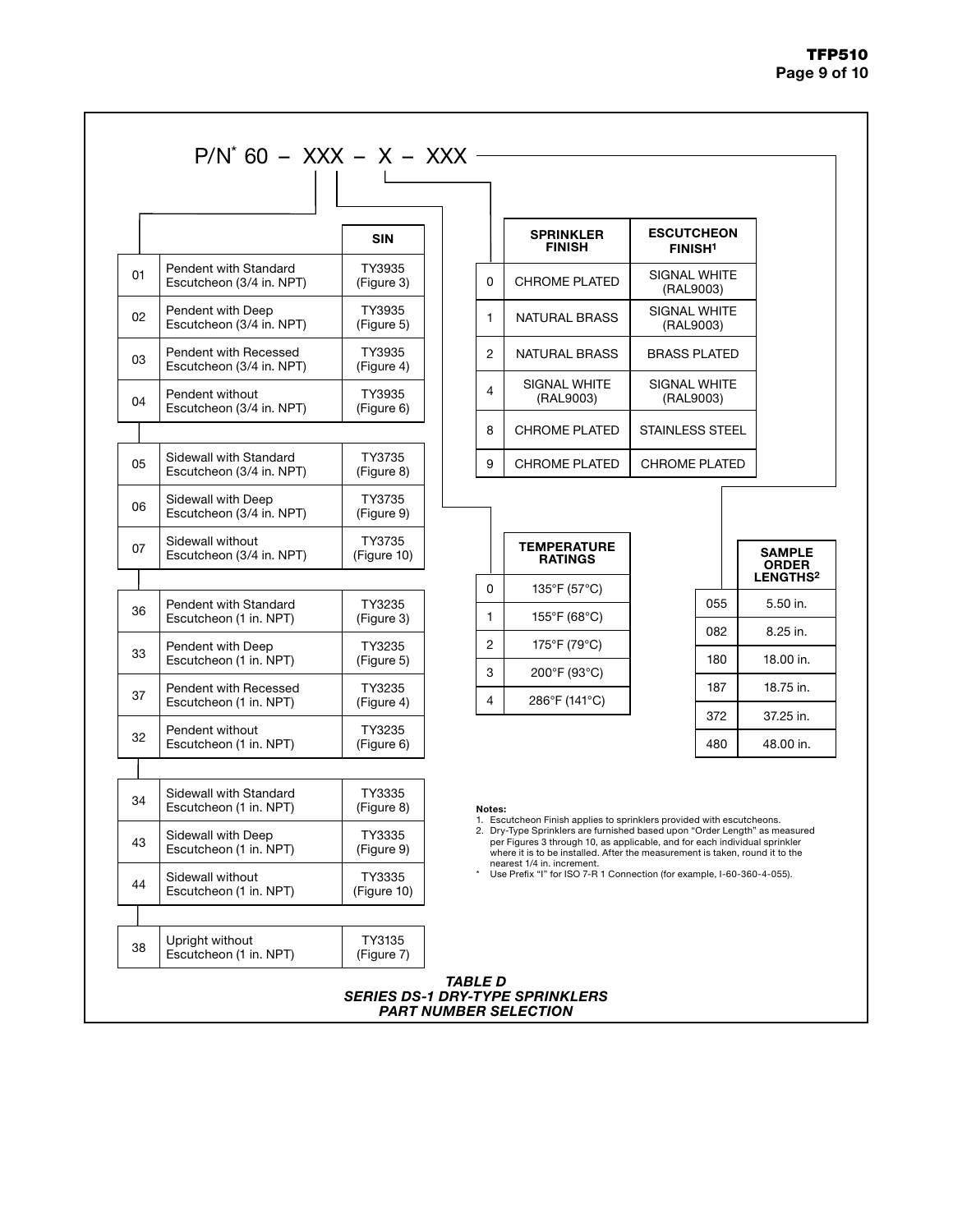P/N* 60 – XXX – X – XXX

| | | SIN |
|---|---|---|
| 01 | Pendent with Standard Escutcheon (3/4 in. NPT) | TY3935 (Figure 3) |
| 02 | Pendent with Deep Escutcheon (3/4 in. NPT) | TY3935 (Figure 5) |
| 03 | Pendent with Recessed Escutcheon (3/4 in. NPT) | TY3935 (Figure 4) |
| 04 | Pendent without Escutcheon (3/4 in. NPT) | TY3935 (Figure 6) |
| 05 | Sidewall with Standard Escutcheon (3/4 in. NPT) | TY3735 (Figure 8) |
| 06 | Sidewall with Deep Escutcheon (3/4 in. NPT) | TY3735 (Figure 9) |
| 07 | Sidewall without Escutcheon (3/4 in. NPT) | TY3735 (Figure 10) |
| 36 | Pendent with Standard Escutcheon (1 in. NPT) | TY3235 (Figure 3) |
| 33 | Pendent with Deep Escutcheon (1 in. NPT) | TY3235 (Figure 5) |
| 37 | Pendent with Recessed Escutcheon (1 in. NPT) | TY3235 (Figure 4) |
| 32 | Pendent without Escutcheon (1 in. NPT) | TY3235 (Figure 6) |
| 34 | Sidewall with Standard Escutcheon (1 in. NPT) | TY3335 (Figure 8) |
| 43 | Sidewall with Deep Escutcheon (1 in. NPT) | TY3335 (Figure 9) |
| 44 | Sidewall without Escutcheon (1 in. NPT) | TY3335 (Figure 10) |
| 38 | Upright without Escutcheon (1 in. NPT) | TY3135 (Figure 7) |

| | SPRINKLER FINISH | ESCUTCHEON FINISH[1] |
|---|---|---|
| 0 | CHROME PLATED | SIGNAL WHITE (RAL9003) |
| 1 | NATURAL BRASS | SIGNAL WHITE (RAL9003) |
| 2 | NATURAL BRASS | BRASS PLATED |
| 4 | SIGNAL WHITE (RAL9003) | SIGNAL WHITE (RAL9003) |
| 8 | CHROME PLATED | STAINLESS STEEL |
| 9 | CHROME PLATED | CHROME PLATED |

| | TEMPERATURE RATINGS |
|---|---|
| 0 | 135°F (57°C) |
| 1 | 155°F (68°C) |
| 2 | 175°F (79°C) |
| 3 | 200°F (93°C) |
| 4 | 286°F (141°C) |

| | SAMPLE ORDER LENGTHS[2] |
|---|---|
| 055 | 5.50 in. |
| 082 | 8.25 in. |
| 180 | 18.00 in. |
| 187 | 18.75 in. |
| 372 | 37.25 in. |
| 480 | 48.00 in. |

**Notes:**
1. Escutcheon Finish applies to sprinklers provided with escutcheons.
2. Dry-Type Sprinklers are furnished based upon "Order Length" as measured per Figures 3 through 10, as applicable, and for each individual sprinkler where it is to be installed. After the measurement is taken, round it to the nearest 1/4 in. increment.

\* Use Prefix "I" for ISO 7-R 1 Connection (for example, I-60-360-4-055).

***TABLE D***
***SERIES DS-1 DRY-TYPE SPRINKLERS***
***PART NUMBER SELECTION***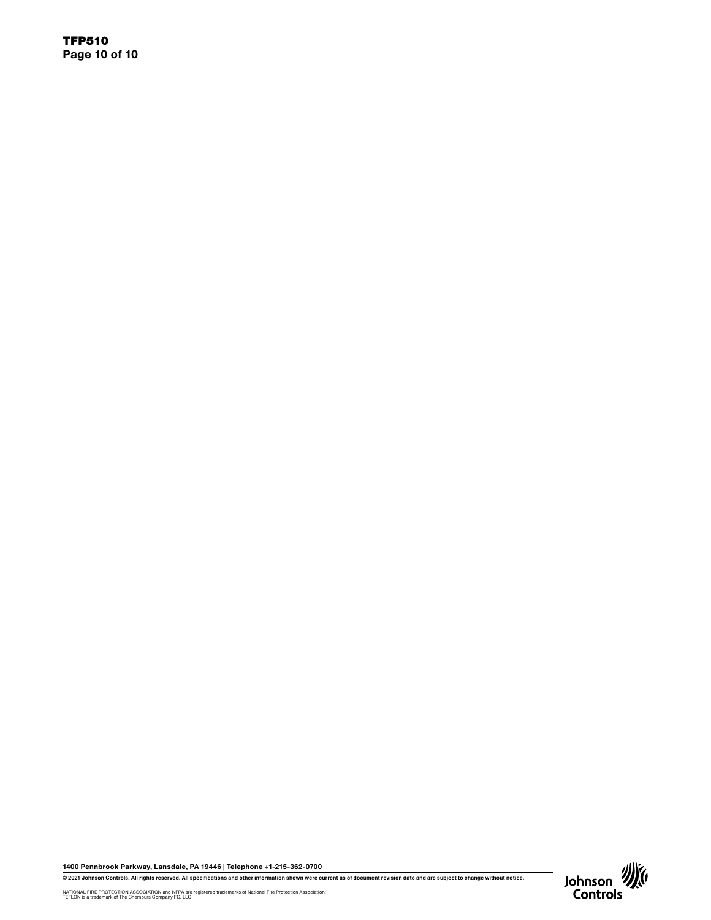1400 Pennbrook Parkway, Lansdale, PA 19446 | Telephone +1-215-362-0700

© 2021 Johnson Controls. All rights reserved. All specifications and other information shown were current as of document revision date and are subject to change without notice.

NATIONAL FIRE PROTECTION ASSOCIATION and NFPA are registered trademarks of National Fire Protection Association;
TEFLON is a trademark of The Chemours Company FC, LLC